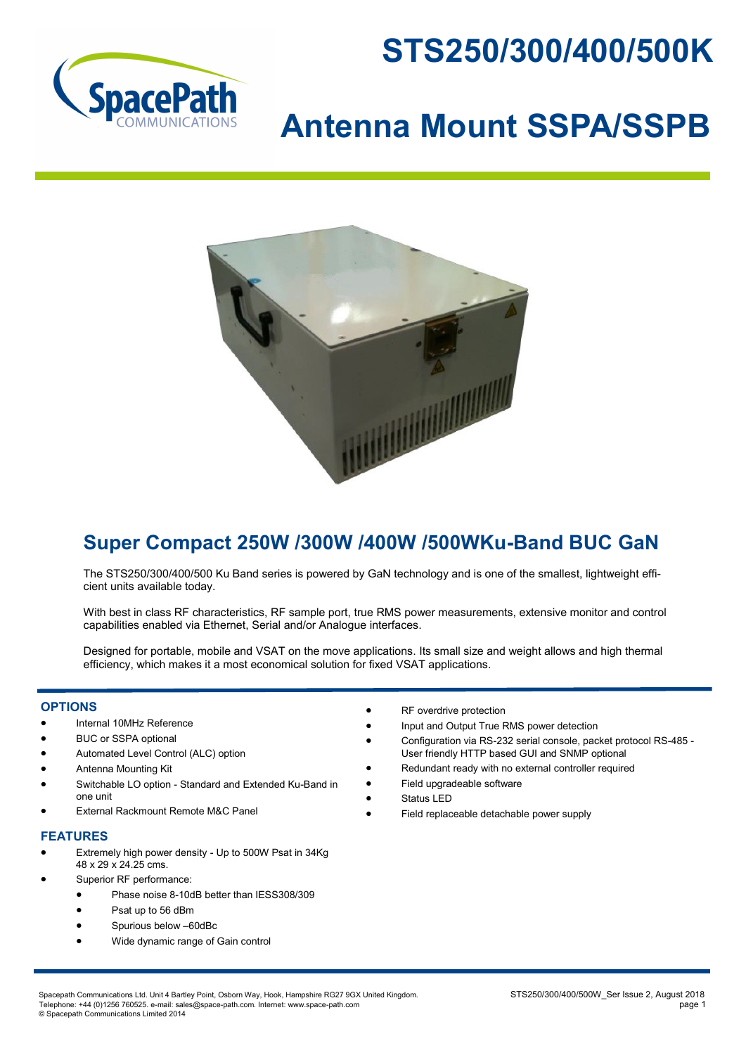# STS250/300/400/500K

# Antenna Mount SSPA/SSPB

## Super Compact 250W /300W /400W /500WKu-Band BUC GaN

The STS250/300/400/500 Ku Band series is powered by GaN technology and is one of the smallest, lightweight efficient units available today.

With best in class RF characteristics, RF sample port, true RMS power measurements, extensive monitor and control capabilities enabled via Ethernet, Serial and/or Analogue interfaces.

Designed for portable, mobile and VSAT on the move applications. Its small size and weight allows and high thermal efficiency, which makes it a most economical solution for fixed VSAT applications.

### OPTIONS

- Internal 10MHz Reference
- BUC or SSPA optional
- Automated Level Control (ALC) option
- Antenna Mounting Kit
- Switchable LO option - Standard and Extended Ku-Band in one unit
- External Rackmount Remote M&C Panel

### FEATURES

- Extremely high power density - Up to 500W Psat in 34Kg 48 x 29 x 24.25 cms.
- Superior RF performance:
  - Phase noise 8-10dB better than IESS308/309
  - Psat up to 56 dBm
  - Spurious below –60dBc
  - Wide dynamic range of Gain control
- RF overdrive protection
- Input and Output True RMS power detection
- Configuration via RS-232 serial console, packet protocol RS-485 - User friendly HTTP based GUI and SNMP optional
- Redundant ready with no external controller required
- Field upgradeable software
- Status LED
- Field replaceable detachable power supply

Spacepath Communications Ltd. Unit 4 Bartley Point, Osborn Way, Hook, Hampshire RG27 9GX United Kingdom.
Telephone: +44 (0)1256 760525. e-mail: sales@space-path.com. Internet: www.space-path.com
© Spacepath Communications Limited 2014

STS250/300/400/500W_Ser Issue 2, August 2018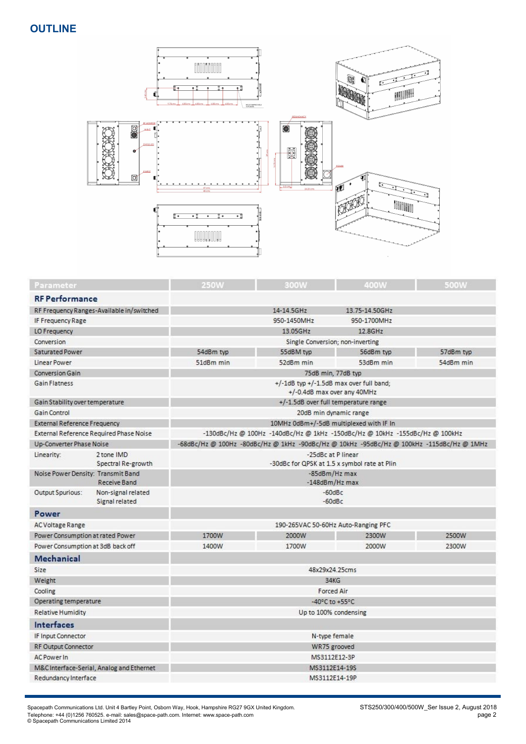## OUTLINE

| Parameter | 250W | 300W | 400W | 500W |
|---|---|---|---|---|
| **RF Performance** | | | | |
| RF Frequency Ranges-Available in/switched | 14-14.5GHz 13.75-14.50GHz | | | |
| IF Frequency Rage | 950-1450MHz 950-1700MHz | | | |
| LO Frequency | 13.05GHz 12.8GHz | | | |
| Conversion | Single Conversion; non-inverting | | | |
| Saturated Power | 54dBm typ | 55dBM typ | 56dBm typ | 57dBm typ |
| Linear Power | 51dBm min | 52dBm min | 53dBm min | 54dBm min |
| Conversion Gain | 75dB min, 77dB typ | | | |
| Gain Flatness | +/-1dB typ +/-1.5dB max over full band; +/-0.4dB max over any 40MHz | | | |
| Gain Stability over temperature | +/-1.5dB over full temperature range | | | |
| Gain Control | 20dB min dynamic range | | | |
| External Reference Frequency | 10MHz 0dBm+/-5dB multiplexed with IF In | | | |
| External Reference Required Phase Noise | -130dBc/Hz @ 100Hz -140dBc/Hz @ 1kHz -150dBc/Hz @ 10kHz -155dBc/Hz @ 100kHz | | | |
| Up-Converter Phase Noise | -68dBc/Hz @ 100Hz -80dBc/Hz @ 1kHz -90dBc/Hz @ 10kHz -95dBc/Hz @ 100kHz -115dBc/Hz @ 1MHz | | | |
| Linearity: 2 tone IMD | -25dBc at P linear | | | |
| Spectral Re-growth | -30dBc for QPSK at 1.5 x symbol rate at Plin | | | |
| Noise Power Density: Transmit Band | -85dBm/Hz max | | | |
| Receive Band | -148dBm/Hz max | | | |
| Output Spurious: Non-signal related | -60dBc | | | |
| Signal related | -60dBc | | | |
| **Power** | | | | |
| AC Voltage Range | 190-265VAC 50-60Hz Auto-Ranging PFC | | | |
| Power Consumption at rated Power | 1700W | 2000W | 2300W | 2500W |
| Power Consumption at 3dB back off | 1400W | 1700W | 2000W | 2300W |
| **Mechanical** | | | | |
| Size | 48x29x24.25cms | | | |
| Weight | 34KG | | | |
| Cooling | Forced Air | | | |
| Operating temperature | -40°C to +55°C | | | |
| Relative Humidity | Up to 100% condensing | | | |
| **Interfaces** | | | | |
| IF Input Connector | N-type female | | | |
| RF Output Connector | WR75 grooved | | | |
| AC Power In | MS3112E12-3P | | | |
| M&C Interface-Serial, Analog and Ethernet | MS3112E14-19S | | | |
| Redundancy Interface | MS3112E14-19P | | | |

Spacepath Communications Ltd. Unit 4 Bartley Point, Osborn Way, Hook, Hampshire RG27 9GX United Kingdom.
Telephone: +44 (0)1256 760525. e-mail: sales@space-path.com. Internet: www.space-path.com
© Spacepath Communications Limited 2014

STS250/300/400/500W_Ser Issue 2, August 2018